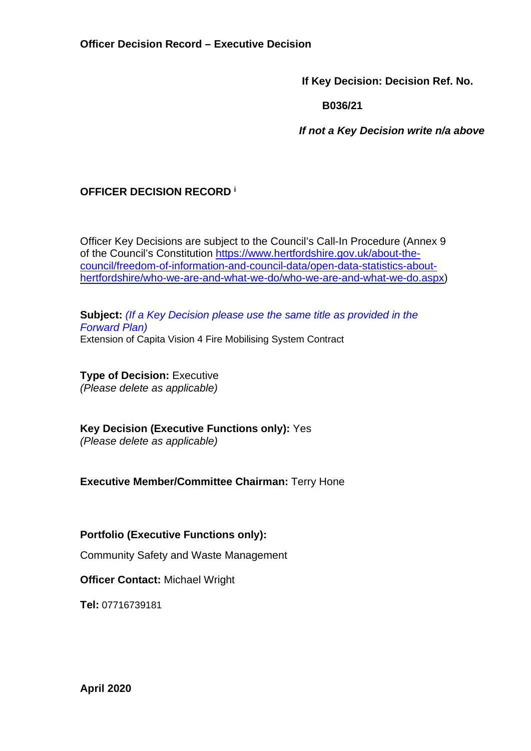**Officer Decision Record – Executive Decision**

**If Key Decision: Decision Ref. No.**

**B036/21**

***If not a Key Decision write n/a above***

## OFFICER DECISION RECORD [i]

Officer Key Decisions are subject to the Council's Call-In Procedure (Annex 9 of the Council's Constitution [https://www.hertfordshire.gov.uk/about-the-council/freedom-of-information-and-council-data/open-data-statistics-about-hertfordshire/who-we-are-and-what-we-do/who-we-are-and-what-we-do.aspx](https://www.hertfordshire.gov.uk/about-the-council/freedom-of-information-and-council-data/open-data-statistics-about-hertfordshire/who-we-are-and-what-we-do/who-we-are-and-what-we-do.aspx))

**Subject:** *(If a Key Decision please use the same title as provided in the Forward Plan)*
Extension of Capita Vision 4 Fire Mobilising System Contract

**Type of Decision:** Executive
*(Please delete as applicable)*

**Key Decision (Executive Functions only):** Yes
*(Please delete as applicable)*

**Executive Member/Committee Chairman:** Terry Hone

**Portfolio (Executive Functions only):**

Community Safety and Waste Management

**Officer Contact:** Michael Wright

**Tel:** 07716739181

**April 2020**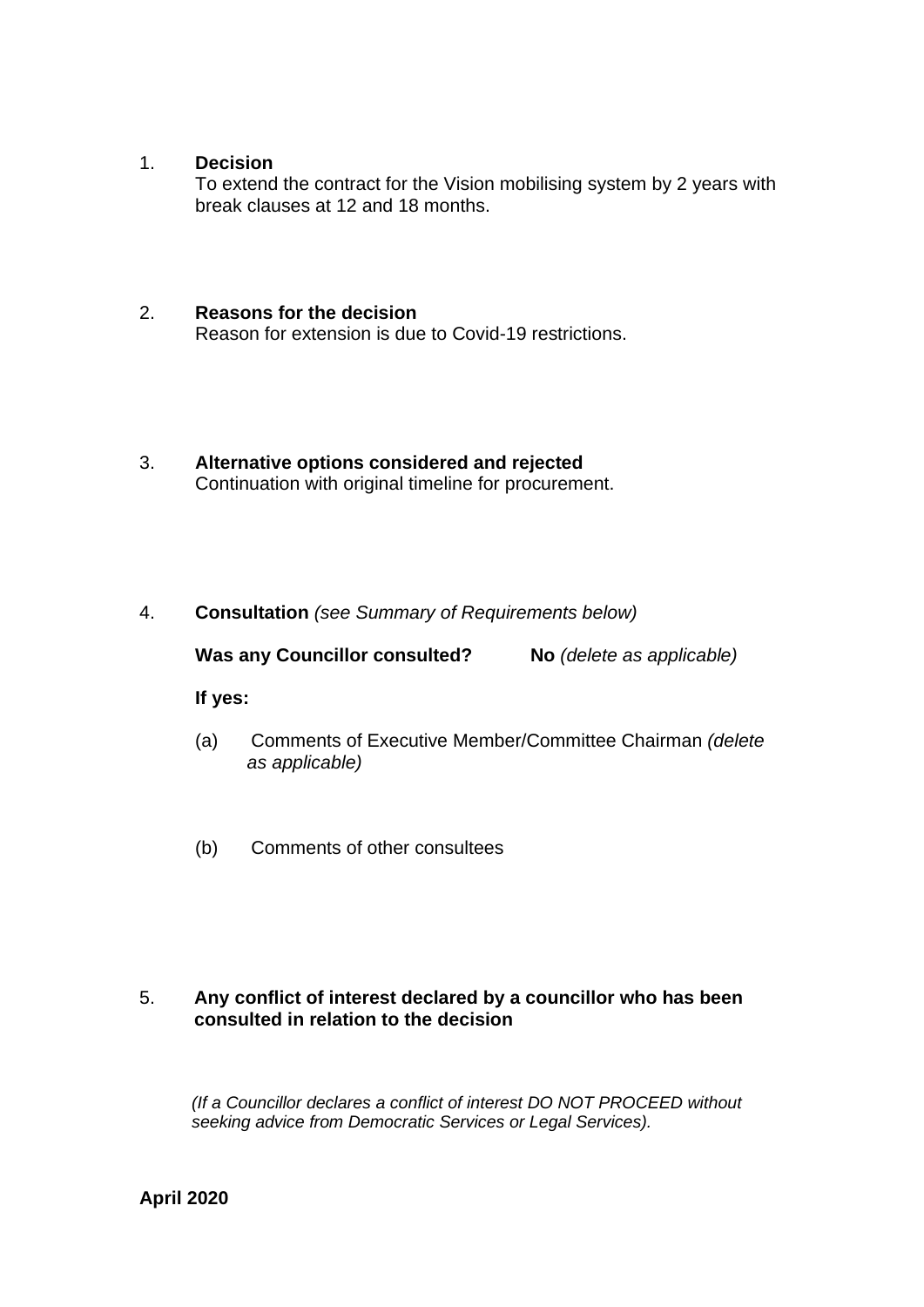1. **Decision**
   To extend the contract for the Vision mobilising system by 2 years with break clauses at 12 and 18 months.

2. **Reasons for the decision**
   Reason for extension is due to Covid-19 restrictions.

3. **Alternative options considered and rejected**
   Continuation with original timeline for procurement.

4. **Consultation** *(see Summary of Requirements below)*

   **Was any Councillor consulted?** **No** *(delete as applicable)*

   **If yes:**

   (a) Comments of Executive Member/Committee Chairman *(delete as applicable)*

   (b) Comments of other consultees

5. **Any conflict of interest declared by a councillor who has been consulted in relation to the decision**

   *(If a Councillor declares a conflict of interest DO NOT PROCEED without seeking advice from Democratic Services or Legal Services).*

**April 2020**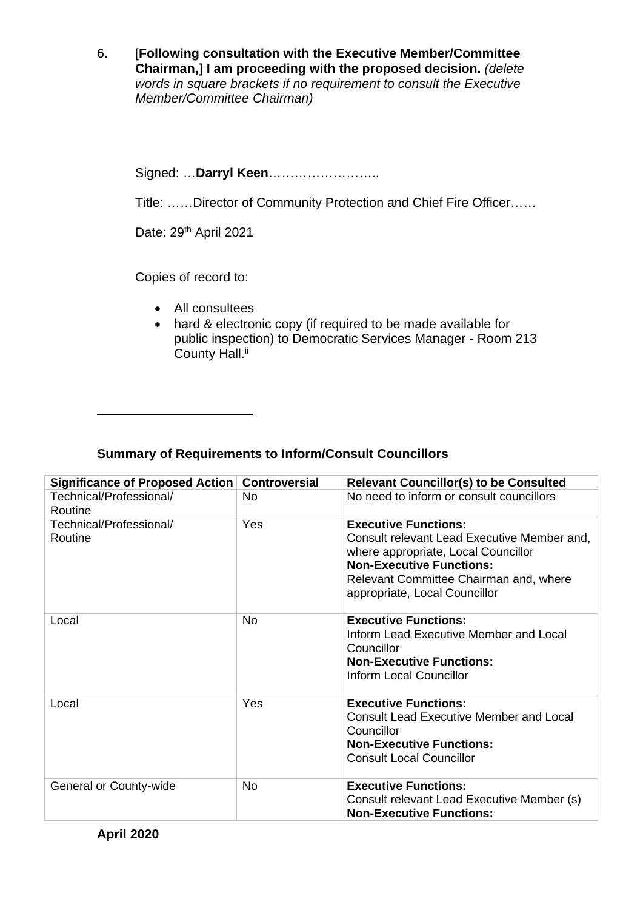6. [**Following consultation with the Executive Member/Committee Chairman,] I am proceeding with the proposed decision.** *(delete words in square brackets if no requirement to consult the Executive Member/Committee Chairman)*

Signed: …**Darryl Keen**……………………..

Title: ……Director of Community Protection and Chief Fire Officer……

Date: 29th April 2021

Copies of record to:

- All consultees
- hard & electronic copy (if required to be made available for public inspection) to Democratic Services Manager - Room 213 County Hall.[ii]

---

### Summary of Requirements to Inform/Consult Councillors

| Significance of Proposed Action | Controversial | Relevant Councillor(s) to be Consulted |
|---|---|---|
| Technical/Professional/ Routine | No | No need to inform or consult councillors |
| Technical/Professional/ Routine | Yes | **Executive Functions:** Consult relevant Lead Executive Member and, where appropriate, Local Councillor **Non-Executive Functions:** Relevant Committee Chairman and, where appropriate, Local Councillor |
| Local | No | **Executive Functions:** Inform Lead Executive Member and Local Councillor **Non-Executive Functions:** Inform Local Councillor |
| Local | Yes | **Executive Functions:** Consult Lead Executive Member and Local Councillor **Non-Executive Functions:** Consult Local Councillor |
| General or County-wide | No | **Executive Functions:** Consult relevant Lead Executive Member (s) **Non-Executive Functions:** |

**April 2020**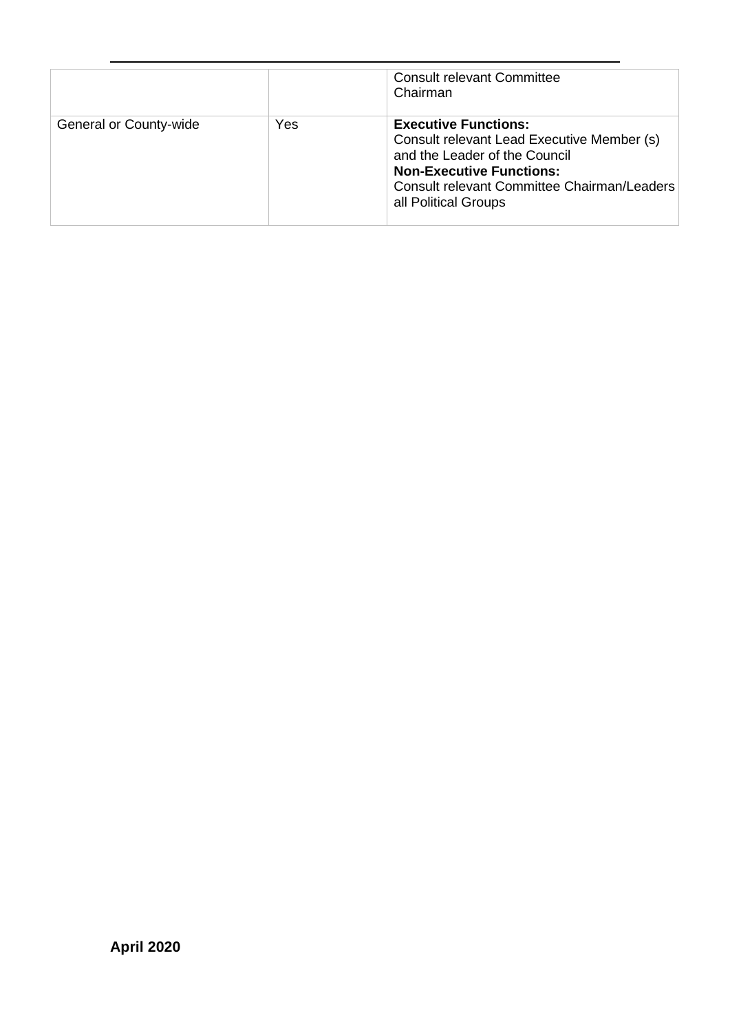| | | |
|---|---|---|
| | | Consult relevant Committee Chairman |
| General or County-wide | Yes | **Executive Functions:** Consult relevant Lead Executive Member (s) and the Leader of the Council **Non-Executive Functions:** Consult relevant Committee Chairman/Leaders all Political Groups |

**April 2020**